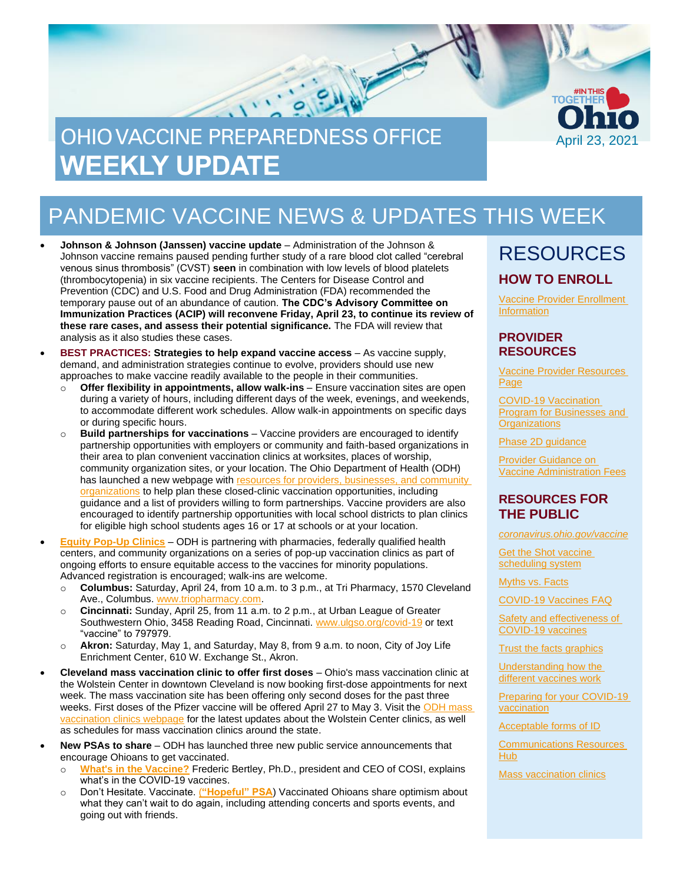# OHIO VACCINE PREPAREDNESS OFFICE **WEEKLY UPDATE**

#IN THIS TOGETHER Ohio

April 23, 2021

## PANDEMIC VACCINE NEWS & UPDATES THIS WEEK

- **Johnson & Johnson (Janssen) vaccine update** – Administration of the Johnson & Johnson vaccine remains paused pending further study of a rare blood clot called "cerebral venous sinus thrombosis" (CVST) **seen** in combination with low levels of blood platelets (thrombocytopenia) in six vaccine recipients. The Centers for Disease Control and Prevention (CDC) and U.S. Food and Drug Administration (FDA) recommended the temporary pause out of an abundance of caution. **The CDC's Advisory Committee on Immunization Practices (ACIP) will reconvene Friday, April 23, to continue its review of these rare cases, and assess their potential significance.** The FDA will review that analysis as it also studies these cases.
- **BEST PRACTICES: Strategies to help expand vaccine access** – As vaccine supply, demand, and administration strategies continue to evolve, providers should use new approaches to make vaccine readily available to the people in their communities.
  - **Offer flexibility in appointments, allow walk-ins** – Ensure vaccination sites are open during a variety of hours, including different days of the week, evenings, and weekends, to accommodate different work schedules. Allow walk-in appointments on specific days or during specific hours.
  - **Build partnerships for vaccinations** – Vaccine providers are encouraged to identify partnership opportunities with employers or community and faith-based organizations in their area to plan convenient vaccination clinics at worksites, places of worship, community organization sites, or your location. The Ohio Department of Health (ODH) has launched a new webpage with resources for providers, businesses, and community organizations to help plan these closed-clinic vaccination opportunities, including guidance and a list of providers willing to form partnerships. Vaccine providers are also encouraged to identify partnership opportunities with local school districts to plan clinics for eligible high school students ages 16 or 17 at schools or at your location.
- **Equity Pop-Up Clinics** – ODH is partnering with pharmacies, federally qualified health centers, and community organizations on a series of pop-up vaccination clinics as part of ongoing efforts to ensure equitable access to the vaccines for minority populations. Advanced registration is encouraged; walk-ins are welcome.
  - **Columbus:** Saturday, April 24, from 10 a.m. to 3 p.m., at Tri Pharmacy, 1570 Cleveland Ave., Columbus. www.triopharmacy.com.
  - **Cincinnati:** Sunday, April 25, from 11 a.m. to 2 p.m., at Urban League of Greater Southwestern Ohio, 3458 Reading Road, Cincinnati. www.ulgso.org/covid-19 or text "vaccine" to 797979.
  - **Akron:** Saturday, May 1, and Saturday, May 8, from 9 a.m. to noon, City of Joy Life Enrichment Center, 610 W. Exchange St., Akron.
- **Cleveland mass vaccination clinic to offer first doses** – Ohio's mass vaccination clinic at the Wolstein Center in downtown Cleveland is now booking first-dose appointments for next week. The mass vaccination site has been offering only second doses for the past three weeks. First doses of the Pfizer vaccine will be offered April 27 to May 3. Visit the ODH mass vaccination clinics webpage for the latest updates about the Wolstein Center clinics, as well as schedules for mass vaccination clinics around the state.
- **New PSAs to share** – ODH has launched three new public service announcements that encourage Ohioans to get vaccinated.
  - **What's in the Vaccine?** Frederic Bertley, Ph.D., president and CEO of COSI, explains what's in the COVID-19 vaccines.
  - Don't Hesitate. Vaccinate. (**"Hopeful" PSA**) Vaccinated Ohioans share optimism about what they can't wait to do again, including attending concerts and sports events, and going out with friends.

## RESOURCES

### HOW TO ENROLL

Vaccine Provider Enrollment Information

### PROVIDER RESOURCES

Vaccine Provider Resources Page

COVID-19 Vaccination Program for Businesses and Organizations

Phase 2D guidance

Provider Guidance on Vaccine Administration Fees

### RESOURCES FOR THE PUBLIC

*coronavirus.ohio.gov/vaccine*

Get the Shot vaccine scheduling system

Myths vs. Facts

COVID-19 Vaccines FAQ

Safety and effectiveness of COVID-19 vaccines

Trust the facts graphics

Understanding how the different vaccines work

Preparing for your COVID-19 vaccination

Acceptable forms of ID

Communications Resources Hub

Mass vaccination clinics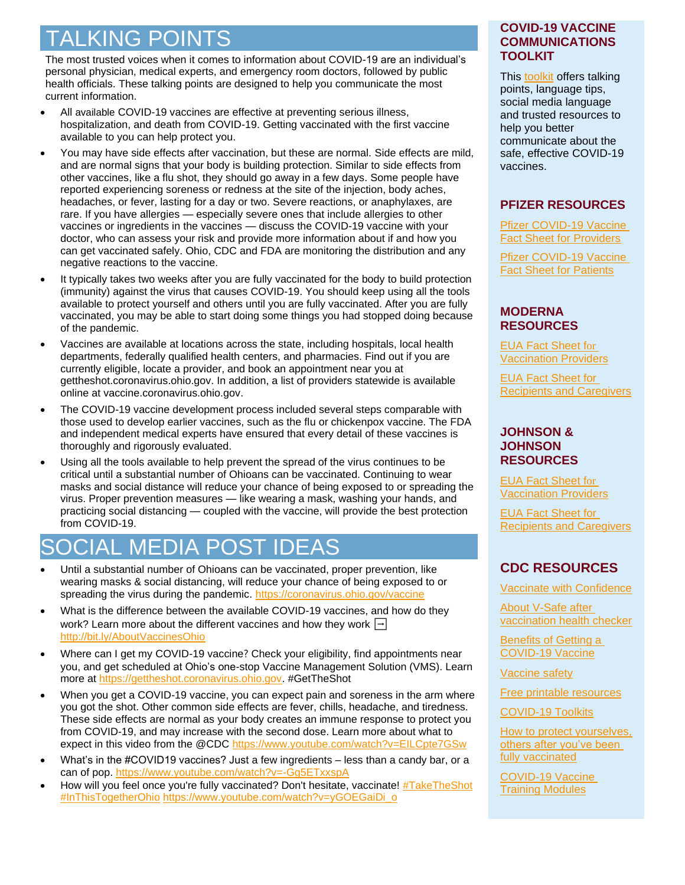# TALKING POINTS

The most trusted voices when it comes to information about COVID-19 are an individual's personal physician, medical experts, and emergency room doctors, followed by public health officials. These talking points are designed to help you communicate the most current information.

- All available COVID-19 vaccines are effective at preventing serious illness, hospitalization, and death from COVID-19. Getting vaccinated with the first vaccine available to you can help protect you.
- You may have side effects after vaccination, but these are normal. Side effects are mild, and are normal signs that your body is building protection. Similar to side effects from other vaccines, like a flu shot, they should go away in a few days. Some people have reported experiencing soreness or redness at the site of the injection, body aches, headaches, or fever, lasting for a day or two. Severe reactions, or anaphylaxes, are rare. If you have allergies — especially severe ones that include allergies to other vaccines or ingredients in the vaccines — discuss the COVID-19 vaccine with your doctor, who can assess your risk and provide more information about if and how you can get vaccinated safely. Ohio, CDC and FDA are monitoring the distribution and any negative reactions to the vaccine.
- It typically takes two weeks after you are fully vaccinated for the body to build protection (immunity) against the virus that causes COVID-19. You should keep using all the tools available to protect yourself and others until you are fully vaccinated. After you are fully vaccinated, you may be able to start doing some things you had stopped doing because of the pandemic.
- Vaccines are available at locations across the state, including hospitals, local health departments, federally qualified health centers, and pharmacies. Find out if you are currently eligible, locate a provider, and book an appointment near you at gettheshot.coronavirus.ohio.gov. In addition, a list of providers statewide is available online at vaccine.coronavirus.ohio.gov.
- The COVID-19 vaccine development process included several steps comparable with those used to develop earlier vaccines, such as the flu or chickenpox vaccine. The FDA and independent medical experts have ensured that every detail of these vaccines is thoroughly and rigorously evaluated.
- Using all the tools available to help prevent the spread of the virus continues to be critical until a substantial number of Ohioans can be vaccinated. Continuing to wear masks and social distance will reduce your chance of being exposed to or spreading the virus. Proper prevention measures — like wearing a mask, washing your hands, and practicing social distancing — coupled with the vaccine, will provide the best protection from COVID-19.

# SOCIAL MEDIA POST IDEAS

- Until a substantial number of Ohioans can be vaccinated, proper prevention, like wearing masks & social distancing, will reduce your chance of being exposed to or spreading the virus during the pandemic. https://coronavirus.ohio.gov/vaccine
- What is the difference between the available COVID-19 vaccines, and how do they work? Learn more about the different vaccines and how they work → http://bit.ly/AboutVaccinesOhio
- Where can I get my COVID-19 vaccine? Check your eligibility, find appointments near you, and get scheduled at Ohio's one-stop Vaccine Management Solution (VMS). Learn more at https://gettheshot.coronavirus.ohio.gov. #GetTheShot
- When you get a COVID-19 vaccine, you can expect pain and soreness in the arm where you got the shot. Other common side effects are fever, chills, headache, and tiredness. These side effects are normal as your body creates an immune response to protect you from COVID-19, and may increase with the second dose. Learn more about what to expect in this video from the @CDC https://www.youtube.com/watch?v=EILCpte7GSw
- What's in the #COVID19 vaccines? Just a few ingredients – less than a candy bar, or a can of pop. https://www.youtube.com/watch?v=-Gg5ETxxspA
- How will you feel once you're fully vaccinated? Don't hesitate, vaccinate! #TakeTheShot #InThisTogetherOhio https://www.youtube.com/watch?v=yGOEGaiDi_o

## COVID-19 VACCINE COMMUNICATIONS TOOLKIT

This toolkit offers talking points, language tips, social media language and trusted resources to help you better communicate about the safe, effective COVID-19 vaccines.

## PFIZER RESOURCES

Pfizer COVID-19 Vaccine Fact Sheet for Providers

Pfizer COVID-19 Vaccine Fact Sheet for Patients

## MODERNA RESOURCES

EUA Fact Sheet for Vaccination Providers

EUA Fact Sheet for Recipients and Caregivers

## JOHNSON & JOHNSON RESOURCES

EUA Fact Sheet for Vaccination Providers

EUA Fact Sheet for Recipients and Caregivers

## CDC RESOURCES

Vaccinate with Confidence

About V-Safe after vaccination health checker

Benefits of Getting a COVID-19 Vaccine

Vaccine safety

Free printable resources

COVID-19 Toolkits

How to protect yourselves, others after you've been fully vaccinated

COVID-19 Vaccine Training Modules